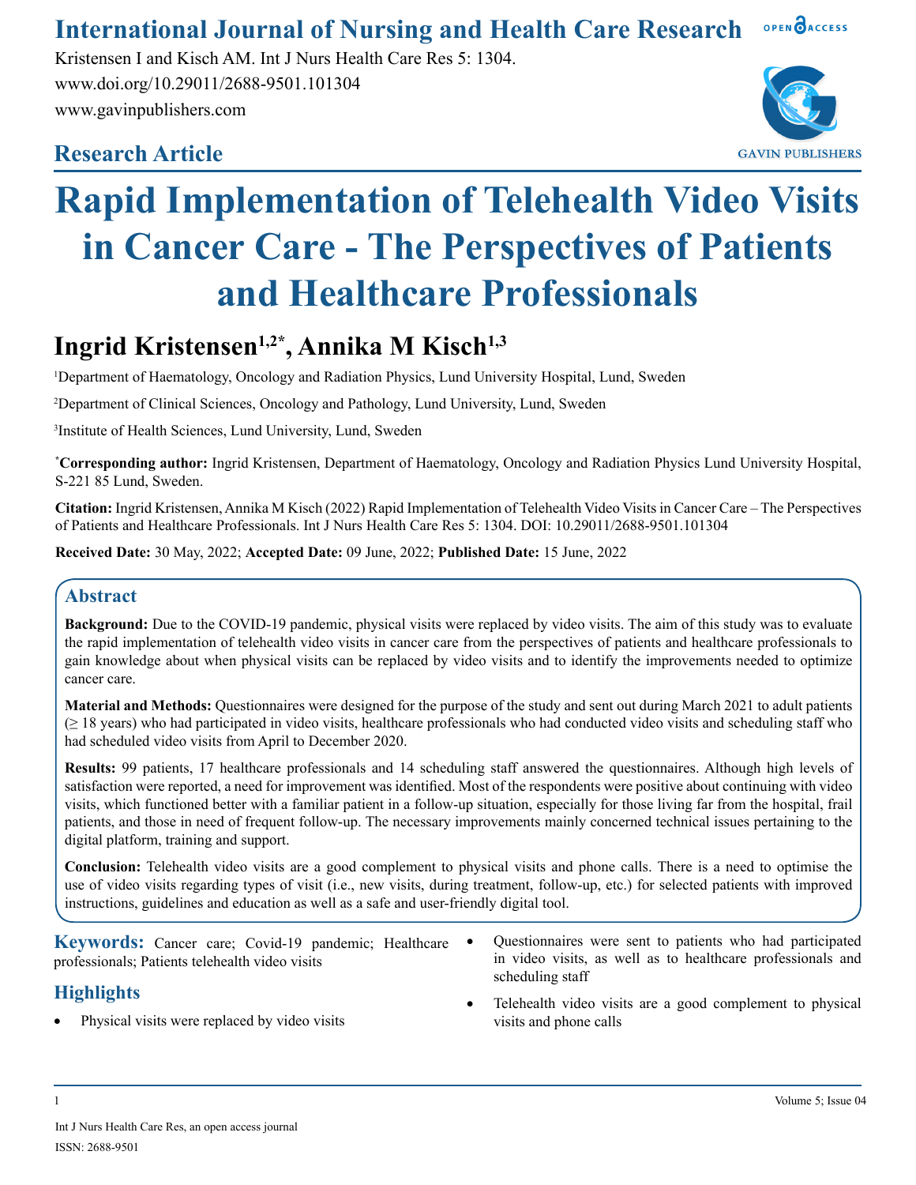# Rapid Implementation of Telehealth Video Visits in Cancer Care - The Perspectives of Patients and Healthcare Professionals

**Research Article**

## Ingrid Kristensen[1,2*], Annika M Kisch[1,3]

[1]Department of Haematology, Oncology and Radiation Physics, Lund University Hospital, Lund, Sweden

[2]Department of Clinical Sciences, Oncology and Pathology, Lund University, Lund, Sweden

[3]Institute of Health Sciences, Lund University, Lund, Sweden

[*]**Corresponding author:** Ingrid Kristensen, Department of Haematology, Oncology and Radiation Physics Lund University Hospital, S-221 85 Lund, Sweden.

**Citation:** Ingrid Kristensen, Annika M Kisch (2022) Rapid Implementation of Telehealth Video Visits in Cancer Care – The Perspectives of Patients and Healthcare Professionals. Int J Nurs Health Care Res 5: 1304. DOI: 10.29011/2688-9501.101304

**Received Date:** 30 May, 2022; **Accepted Date:** 09 June, 2022; **Published Date:** 15 June, 2022

## Abstract

**Background:** Due to the COVID-19 pandemic, physical visits were replaced by video visits. The aim of this study was to evaluate the rapid implementation of telehealth video visits in cancer care from the perspectives of patients and healthcare professionals to gain knowledge about when physical visits can be replaced by video visits and to identify the improvements needed to optimize cancer care.

**Material and Methods:** Questionnaires were designed for the purpose of the study and sent out during March 2021 to adult patients (≥ 18 years) who had participated in video visits, healthcare professionals who had conducted video visits and scheduling staff who had scheduled video visits from April to December 2020.

**Results:** 99 patients, 17 healthcare professionals and 14 scheduling staff answered the questionnaires. Although high levels of satisfaction were reported, a need for improvement was identified. Most of the respondents were positive about continuing with video visits, which functioned better with a familiar patient in a follow-up situation, especially for those living far from the hospital, frail patients, and those in need of frequent follow-up. The necessary improvements mainly concerned technical issues pertaining to the digital platform, training and support.

**Conclusion:** Telehealth video visits are a good complement to physical visits and phone calls. There is a need to optimise the use of video visits regarding types of visit (i.e., new visits, during treatment, follow-up, etc.) for selected patients with improved instructions, guidelines and education as well as a safe and user-friendly digital tool.

**Keywords:** Cancer care; Covid-19 pandemic; Healthcare professionals; Patients telehealth video visits

## Highlights

- Physical visits were replaced by video visits
- Questionnaires were sent to patients who had participated in video visits, as well as to healthcare professionals and scheduling staff
- Telehealth video visits are a good complement to physical visits and phone calls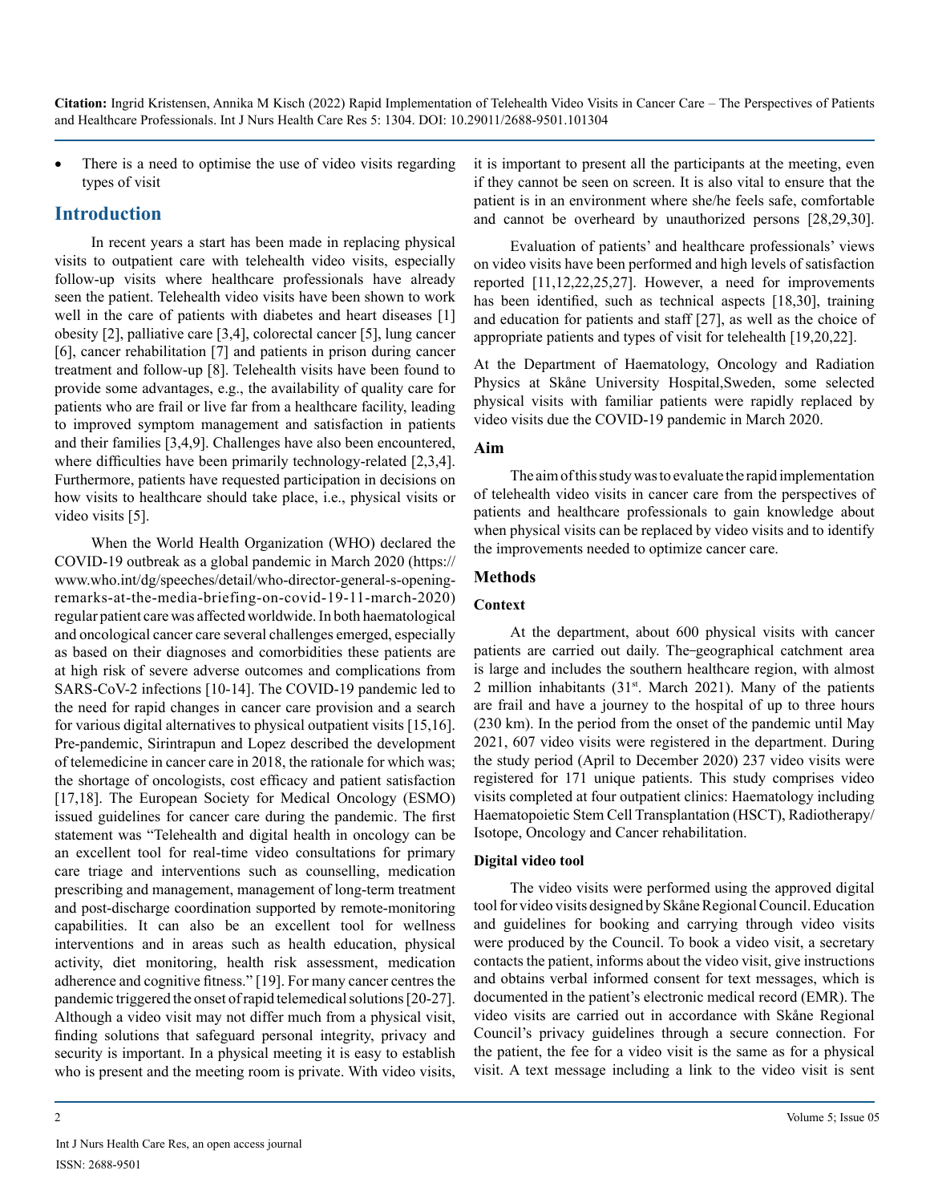- There is a need to optimise the use of video visits regarding types of visit

## Introduction

In recent years a start has been made in replacing physical visits to outpatient care with telehealth video visits, especially follow-up visits where healthcare professionals have already seen the patient. Telehealth video visits have been shown to work well in the care of patients with diabetes and heart diseases [1] obesity [2], palliative care [3,4], colorectal cancer [5], lung cancer [6], cancer rehabilitation [7] and patients in prison during cancer treatment and follow-up [8]. Telehealth visits have been found to provide some advantages, e.g., the availability of quality care for patients who are frail or live far from a healthcare facility, leading to improved symptom management and satisfaction in patients and their families [3,4,9]. Challenges have also been encountered, where difficulties have been primarily technology-related [2,3,4]. Furthermore, patients have requested participation in decisions on how visits to healthcare should take place, i.e., physical visits or video visits [5].

When the World Health Organization (WHO) declared the COVID-19 outbreak as a global pandemic in March 2020 (https://www.who.int/dg/speeches/detail/who-director-general-s-opening-remarks-at-the-media-briefing-on-covid-19-11-march-2020) regular patient care was affected worldwide. In both haematological and oncological cancer care several challenges emerged, especially as based on their diagnoses and comorbidities these patients are at high risk of severe adverse outcomes and complications from SARS-CoV-2 infections [10-14]. The COVID-19 pandemic led to the need for rapid changes in cancer care provision and a search for various digital alternatives to physical outpatient visits [15,16]. Pre-pandemic, Sirintrapun and Lopez described the development of telemedicine in cancer care in 2018, the rationale for which was; the shortage of oncologists, cost efficacy and patient satisfaction [17,18]. The European Society for Medical Oncology (ESMO) issued guidelines for cancer care during the pandemic. The first statement was "Telehealth and digital health in oncology can be an excellent tool for real-time video consultations for primary care triage and interventions such as counselling, medication prescribing and management, management of long-term treatment and post-discharge coordination supported by remote-monitoring capabilities. It can also be an excellent tool for wellness interventions and in areas such as health education, physical activity, diet monitoring, health risk assessment, medication adherence and cognitive fitness." [19]. For many cancer centres the pandemic triggered the onset of rapid telemedical solutions [20-27]. Although a video visit may not differ much from a physical visit, finding solutions that safeguard personal integrity, privacy and security is important. In a physical meeting it is easy to establish who is present and the meeting room is private. With video visits, it is important to present all the participants at the meeting, even if they cannot be seen on screen. It is also vital to ensure that the patient is in an environment where she/he feels safe, comfortable and cannot be overheard by unauthorized persons [28,29,30].

Evaluation of patients' and healthcare professionals' views on video visits have been performed and high levels of satisfaction reported [11,12,22,25,27]. However, a need for improvements has been identified, such as technical aspects [18,30], training and education for patients and staff [27], as well as the choice of appropriate patients and types of visit for telehealth [19,20,22].

At the Department of Haematology, Oncology and Radiation Physics at Skåne University Hospital,Sweden, some selected physical visits with familiar patients were rapidly replaced by video visits due the COVID-19 pandemic in March 2020.

### Aim

The aim of this study was to evaluate the rapid implementation of telehealth video visits in cancer care from the perspectives of patients and healthcare professionals to gain knowledge about when physical visits can be replaced by video visits and to identify the improvements needed to optimize cancer care.

## Methods

### Context

At the department, about 600 physical visits with cancer patients are carried out daily. The geographical catchment area is large and includes the southern healthcare region, with almost 2 million inhabitants (31st. March 2021). Many of the patients are frail and have a journey to the hospital of up to three hours (230 km). In the period from the onset of the pandemic until May 2021, 607 video visits were registered in the department. During the study period (April to December 2020) 237 video visits were registered for 171 unique patients. This study comprises video visits completed at four outpatient clinics: Haematology including Haematopoietic Stem Cell Transplantation (HSCT), Radiotherapy/Isotope, Oncology and Cancer rehabilitation.

### Digital video tool

The video visits were performed using the approved digital tool for video visits designed by Skåne Regional Council. Education and guidelines for booking and carrying through video visits were produced by the Council. To book a video visit, a secretary contacts the patient, informs about the video visit, give instructions and obtains verbal informed consent for text messages, which is documented in the patient's electronic medical record (EMR). The video visits are carried out in accordance with Skåne Regional Council's privacy guidelines through a secure connection. For the patient, the fee for a video visit is the same as for a physical visit. A text message including a link to the video visit is sent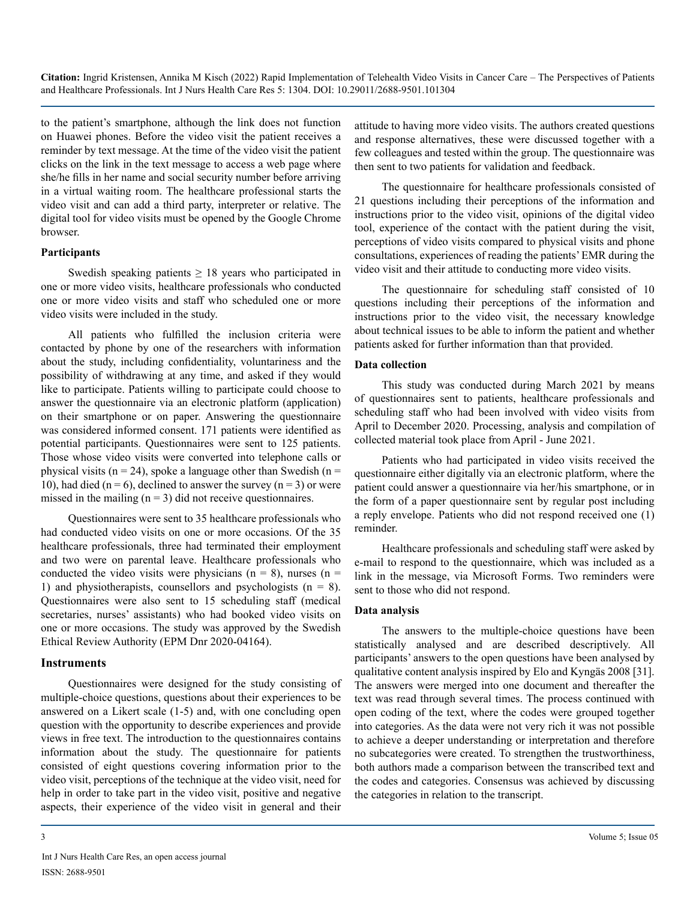to the patient's smartphone, although the link does not function on Huawei phones. Before the video visit the patient receives a reminder by text message. At the time of the video visit the patient clicks on the link in the text message to access a web page where she/he fills in her name and social security number before arriving in a virtual waiting room. The healthcare professional starts the video visit and can add a third party, interpreter or relative. The digital tool for video visits must be opened by the Google Chrome browser.

**Participants**

Swedish speaking patients ≥ 18 years who participated in one or more video visits, healthcare professionals who conducted one or more video visits and staff who scheduled one or more video visits were included in the study.

All patients who fulfilled the inclusion criteria were contacted by phone by one of the researchers with information about the study, including confidentiality, voluntariness and the possibility of withdrawing at any time, and asked if they would like to participate. Patients willing to participate could choose to answer the questionnaire via an electronic platform (application) on their smartphone or on paper. Answering the questionnaire was considered informed consent. 171 patients were identified as potential participants. Questionnaires were sent to 125 patients. Those whose video visits were converted into telephone calls or physical visits (n = 24), spoke a language other than Swedish (n = 10), had died (n = 6), declined to answer the survey (n = 3) or were missed in the mailing (n = 3) did not receive questionnaires.

Questionnaires were sent to 35 healthcare professionals who had conducted video visits on one or more occasions. Of the 35 healthcare professionals, three had terminated their employment and two were on parental leave. Healthcare professionals who conducted the video visits were physicians (n = 8), nurses (n = 1) and physiotherapists, counsellors and psychologists (n = 8). Questionnaires were also sent to 15 scheduling staff (medical secretaries, nurses' assistants) who had booked video visits on one or more occasions. The study was approved by the Swedish Ethical Review Authority (EPM Dnr 2020-04164).

## Instruments

Questionnaires were designed for the study consisting of multiple-choice questions, questions about their experiences to be answered on a Likert scale (1-5) and, with one concluding open question with the opportunity to describe experiences and provide views in free text. The introduction to the questionnaires contains information about the study. The questionnaire for patients consisted of eight questions covering information prior to the video visit, perceptions of the technique at the video visit, need for help in order to take part in the video visit, positive and negative aspects, their experience of the video visit in general and their attitude to having more video visits. The authors created questions and response alternatives, these were discussed together with a few colleagues and tested within the group. The questionnaire was then sent to two patients for validation and feedback.

The questionnaire for healthcare professionals consisted of 21 questions including their perceptions of the information and instructions prior to the video visit, opinions of the digital video tool, experience of the contact with the patient during the visit, perceptions of video visits compared to physical visits and phone consultations, experiences of reading the patients' EMR during the video visit and their attitude to conducting more video visits.

The questionnaire for scheduling staff consisted of 10 questions including their perceptions of the information and instructions prior to the video visit, the necessary knowledge about technical issues to be able to inform the patient and whether patients asked for further information than that provided.

**Data collection**

This study was conducted during March 2021 by means of questionnaires sent to patients, healthcare professionals and scheduling staff who had been involved with video visits from April to December 2020. Processing, analysis and compilation of collected material took place from April - June 2021.

Patients who had participated in video visits received the questionnaire either digitally via an electronic platform, where the patient could answer a questionnaire via her/his smartphone, or in the form of a paper questionnaire sent by regular post including a reply envelope. Patients who did not respond received one (1) reminder.

Healthcare professionals and scheduling staff were asked by e-mail to respond to the questionnaire, which was included as a link in the message, via Microsoft Forms. Two reminders were sent to those who did not respond.

**Data analysis**

The answers to the multiple-choice questions have been statistically analysed and are described descriptively. All participants' answers to the open questions have been analysed by qualitative content analysis inspired by Elo and Kyngäs 2008 [31]. The answers were merged into one document and thereafter the text was read through several times. The process continued with open coding of the text, where the codes were grouped together into categories. As the data were not very rich it was not possible to achieve a deeper understanding or interpretation and therefore no subcategories were created. To strengthen the trustworthiness, both authors made a comparison between the transcribed text and the codes and categories. Consensus was achieved by discussing the categories in relation to the transcript.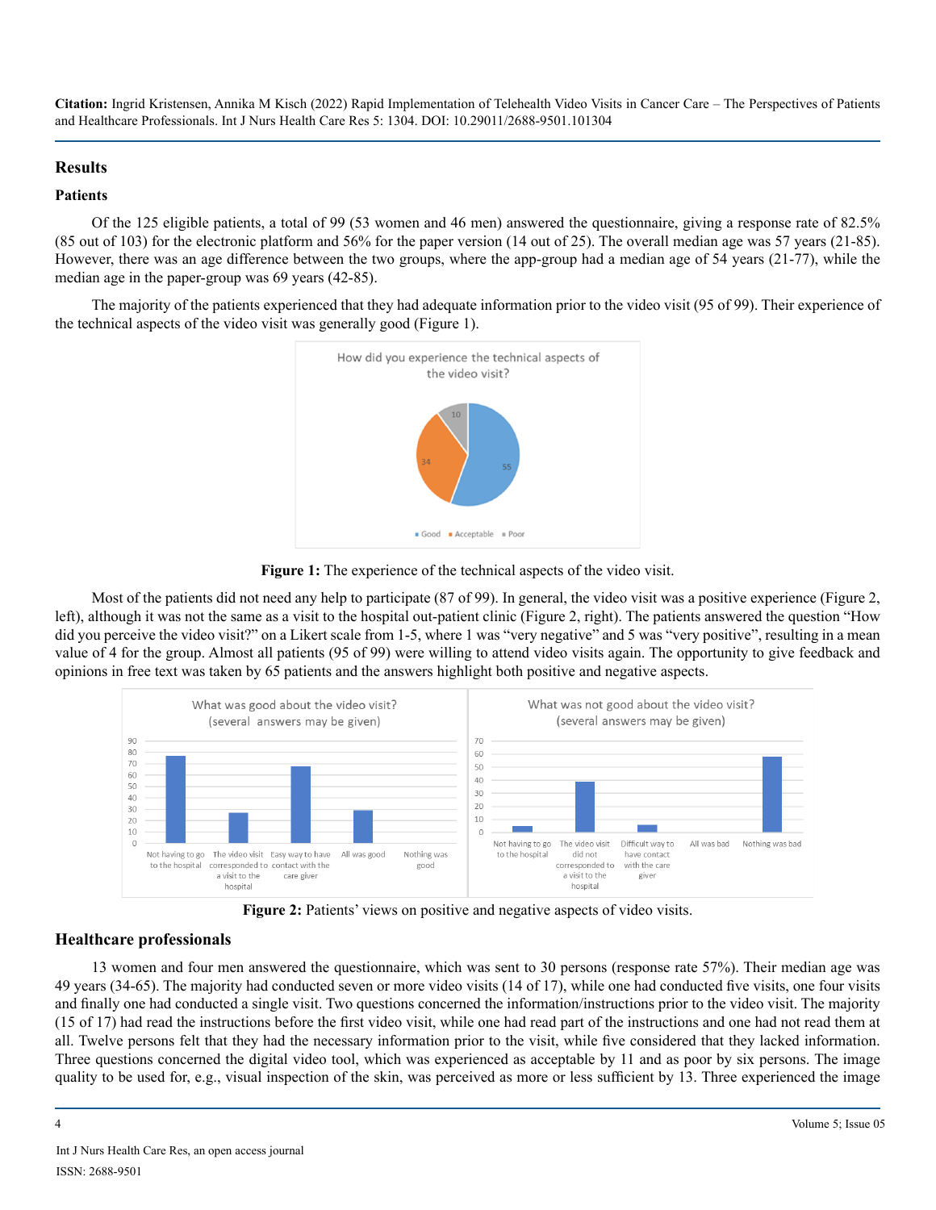## Results

### Patients

Of the 125 eligible patients, a total of 99 (53 women and 46 men) answered the questionnaire, giving a response rate of 82.5% (85 out of 103) for the electronic platform and 56% for the paper version (14 out of 25). The overall median age was 57 years (21-85). However, there was an age difference between the two groups, where the app-group had a median age of 54 years (21-77), while the median age in the paper-group was 69 years (42-85).

The majority of the patients experienced that they had adequate information prior to the video visit (95 of 99). Their experience of the technical aspects of the video visit was generally good (Figure 1).

**Figure 1:** The experience of the technical aspects of the video visit.

Most of the patients did not need any help to participate (87 of 99). In general, the video visit was a positive experience (Figure 2, left), although it was not the same as a visit to the hospital out-patient clinic (Figure 2, right). The patients answered the question "How did you perceive the video visit?" on a Likert scale from 1-5, where 1 was "very negative" and 5 was "very positive", resulting in a mean value of 4 for the group. Almost all patients (95 of 99) were willing to attend video visits again. The opportunity to give feedback and opinions in free text was taken by 65 patients and the answers highlight both positive and negative aspects.

**Figure 2:** Patients' views on positive and negative aspects of video visits.

### Healthcare professionals

13 women and four men answered the questionnaire, which was sent to 30 persons (response rate 57%). Their median age was 49 years (34-65). The majority had conducted seven or more video visits (14 of 17), while one had conducted five visits, one four visits and finally one had conducted a single visit. Two questions concerned the information/instructions prior to the video visit. The majority (15 of 17) had read the instructions before the first video visit, while one had read part of the instructions and one had not read them at all. Twelve persons felt that they had the necessary information prior to the visit, while five considered that they lacked information. Three questions concerned the digital video tool, which was experienced as acceptable by 11 and as poor by six persons. The image quality to be used for, e.g., visual inspection of the skin, was perceived as more or less sufficient by 13. Three experienced the image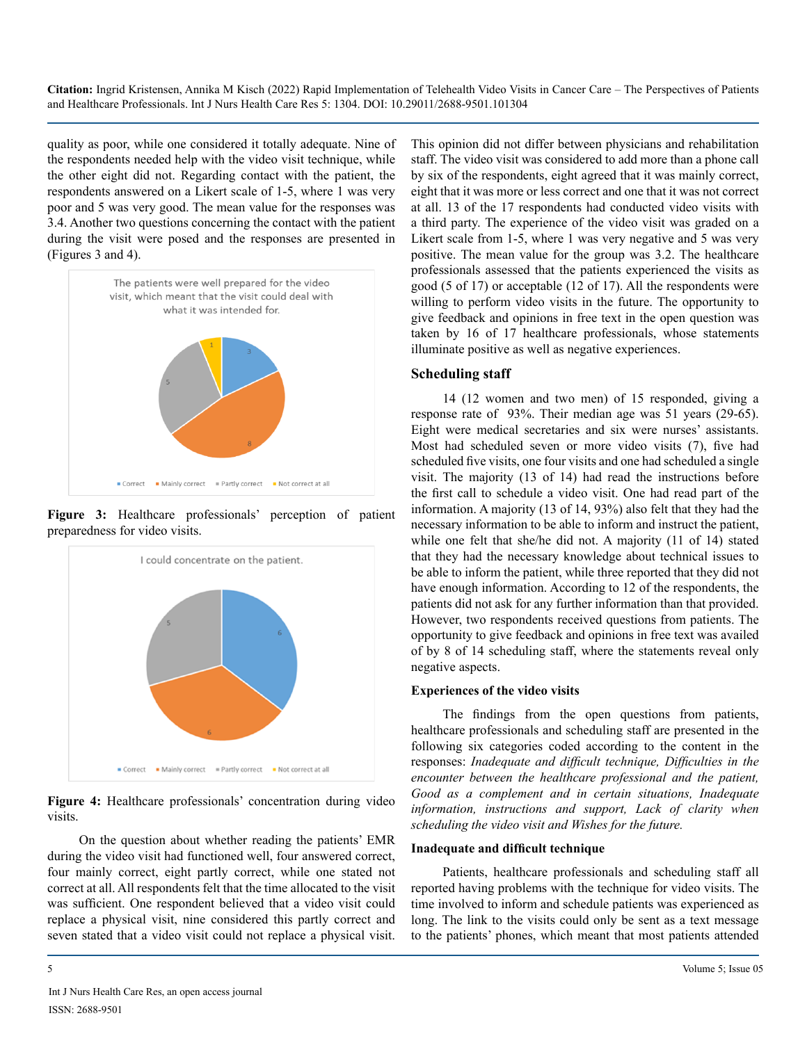quality as poor, while one considered it totally adequate. Nine of the respondents needed help with the video visit technique, while the other eight did not. Regarding contact with the patient, the respondents answered on a Likert scale of 1-5, where 1 was very poor and 5 was very good. The mean value for the responses was 3.4. Another two questions concerning the contact with the patient during the visit were posed and the responses are presented in (Figures 3 and 4).

**Figure 3:** Healthcare professionals' perception of patient preparedness for video visits.

**Figure 4:** Healthcare professionals' concentration during video visits.

On the question about whether reading the patients' EMR during the video visit had functioned well, four answered correct, four mainly correct, eight partly correct, while one stated not correct at all. All respondents felt that the time allocated to the visit was sufficient. One respondent believed that a video visit could replace a physical visit, nine considered this partly correct and seven stated that a video visit could not replace a physical visit. This opinion did not differ between physicians and rehabilitation staff. The video visit was considered to add more than a phone call by six of the respondents, eight agreed that it was mainly correct, eight that it was more or less correct and one that it was not correct at all. 13 of the 17 respondents had conducted video visits with a third party. The experience of the video visit was graded on a Likert scale from 1-5, where 1 was very negative and 5 was very positive. The mean value for the group was 3.2. The healthcare professionals assessed that the patients experienced the visits as good (5 of 17) or acceptable (12 of 17). All the respondents were willing to perform video visits in the future. The opportunity to give feedback and opinions in free text in the open question was taken by 16 of 17 healthcare professionals, whose statements illuminate positive as well as negative experiences.

## Scheduling staff

14 (12 women and two men) of 15 responded, giving a response rate of 93%. Their median age was 51 years (29-65). Eight were medical secretaries and six were nurses' assistants. Most had scheduled seven or more video visits (7), five had scheduled five visits, one four visits and one had scheduled a single visit. The majority (13 of 14) had read the instructions before the first call to schedule a video visit. One had read part of the information. A majority (13 of 14, 93%) also felt that they had the necessary information to be able to inform and instruct the patient, while one felt that she/he did not. A majority (11 of 14) stated that they had the necessary knowledge about technical issues to be able to inform the patient, while three reported that they did not have enough information. According to 12 of the respondents, the patients did not ask for any further information than that provided. However, two respondents received questions from patients. The opportunity to give feedback and opinions in free text was availed of by 8 of 14 scheduling staff, where the statements reveal only negative aspects.

### Experiences of the video visits

The findings from the open questions from patients, healthcare professionals and scheduling staff are presented in the following six categories coded according to the content in the responses: *Inadequate and difficult technique, Difficulties in the encounter between the healthcare professional and the patient, Good as a complement and in certain situations, Inadequate information, instructions and support, Lack of clarity when scheduling the video visit and Wishes for the future.*

### Inadequate and difficult technique

Patients, healthcare professionals and scheduling staff all reported having problems with the technique for video visits. The time involved to inform and schedule patients was experienced as long. The link to the visits could only be sent as a text message to the patients' phones, which meant that most patients attended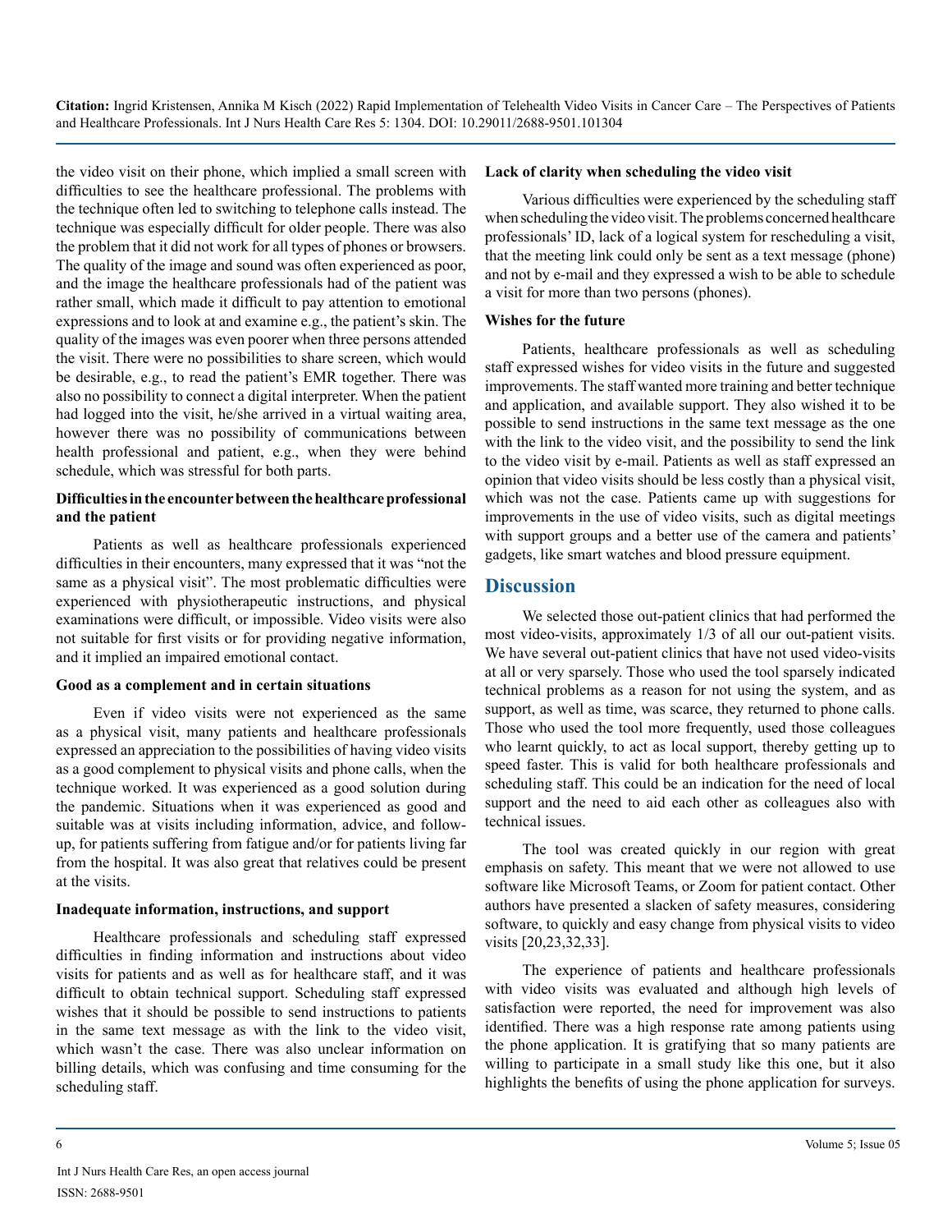the video visit on their phone, which implied a small screen with difficulties to see the healthcare professional. The problems with the technique often led to switching to telephone calls instead. The technique was especially difficult for older people. There was also the problem that it did not work for all types of phones or browsers. The quality of the image and sound was often experienced as poor, and the image the healthcare professionals had of the patient was rather small, which made it difficult to pay attention to emotional expressions and to look at and examine e.g., the patient's skin. The quality of the images was even poorer when three persons attended the visit. There were no possibilities to share screen, which would be desirable, e.g., to read the patient's EMR together. There was also no possibility to connect a digital interpreter. When the patient had logged into the visit, he/she arrived in a virtual waiting area, however there was no possibility of communications between health professional and patient, e.g., when they were behind schedule, which was stressful for both parts.

**Difficulties in the encounter between the healthcare professional and the patient**

Patients as well as healthcare professionals experienced difficulties in their encounters, many expressed that it was "not the same as a physical visit". The most problematic difficulties were experienced with physiotherapeutic instructions, and physical examinations were difficult, or impossible. Video visits were also not suitable for first visits or for providing negative information, and it implied an impaired emotional contact.

**Good as a complement and in certain situations**

Even if video visits were not experienced as the same as a physical visit, many patients and healthcare professionals expressed an appreciation to the possibilities of having video visits as a good complement to physical visits and phone calls, when the technique worked. It was experienced as a good solution during the pandemic. Situations when it was experienced as good and suitable was at visits including information, advice, and follow-up, for patients suffering from fatigue and/or for patients living far from the hospital. It was also great that relatives could be present at the visits.

**Inadequate information, instructions, and support**

Healthcare professionals and scheduling staff expressed difficulties in finding information and instructions about video visits for patients and as well as for healthcare staff, and it was difficult to obtain technical support. Scheduling staff expressed wishes that it should be possible to send instructions to patients in the same text message as with the link to the video visit, which wasn't the case. There was also unclear information on billing details, which was confusing and time consuming for the scheduling staff.

**Lack of clarity when scheduling the video visit**

Various difficulties were experienced by the scheduling staff when scheduling the video visit. The problems concerned healthcare professionals' ID, lack of a logical system for rescheduling a visit, that the meeting link could only be sent as a text message (phone) and not by e-mail and they expressed a wish to be able to schedule a visit for more than two persons (phones).

**Wishes for the future**

Patients, healthcare professionals as well as scheduling staff expressed wishes for video visits in the future and suggested improvements. The staff wanted more training and better technique and application, and available support. They also wished it to be possible to send instructions in the same text message as the one with the link to the video visit, and the possibility to send the link to the video visit by e-mail. Patients as well as staff expressed an opinion that video visits should be less costly than a physical visit, which was not the case. Patients came up with suggestions for improvements in the use of video visits, such as digital meetings with support groups and a better use of the camera and patients' gadgets, like smart watches and blood pressure equipment.

## Discussion

We selected those out-patient clinics that had performed the most video-visits, approximately 1/3 of all our out-patient visits. We have several out-patient clinics that have not used video-visits at all or very sparsely. Those who used the tool sparsely indicated technical problems as a reason for not using the system, and as support, as well as time, was scarce, they returned to phone calls. Those who used the tool more frequently, used those colleagues who learnt quickly, to act as local support, thereby getting up to speed faster. This is valid for both healthcare professionals and scheduling staff. This could be an indication for the need of local support and the need to aid each other as colleagues also with technical issues.

The tool was created quickly in our region with great emphasis on safety. This meant that we were not allowed to use software like Microsoft Teams, or Zoom for patient contact. Other authors have presented a slacken of safety measures, considering software, to quickly and easy change from physical visits to video visits [20,23,32,33].

The experience of patients and healthcare professionals with video visits was evaluated and although high levels of satisfaction were reported, the need for improvement was also identified. There was a high response rate among patients using the phone application. It is gratifying that so many patients are willing to participate in a small study like this one, but it also highlights the benefits of using the phone application for surveys.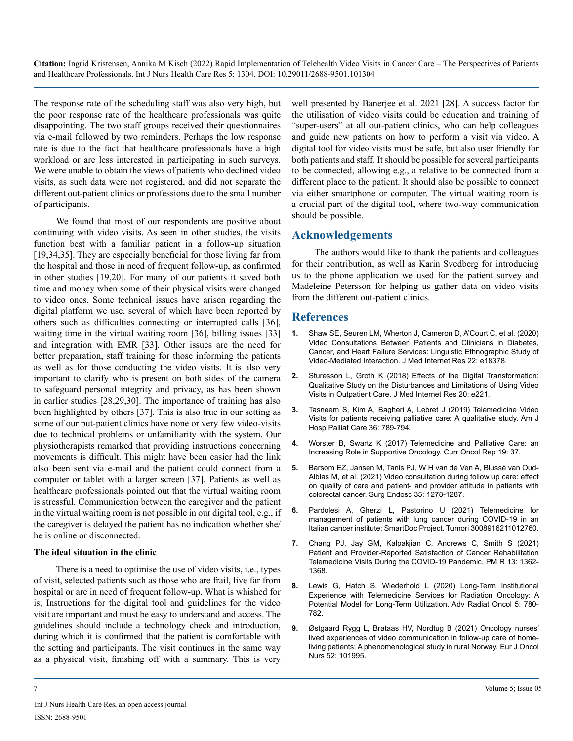The response rate of the scheduling staff was also very high, but the poor response rate of the healthcare professionals was quite disappointing. The two staff groups received their questionnaires via e-mail followed by two reminders. Perhaps the low response rate is due to the fact that healthcare professionals have a high workload or are less interested in participating in such surveys. We were unable to obtain the views of patients who declined video visits, as such data were not registered, and did not separate the different out-patient clinics or professions due to the small number of participants.

We found that most of our respondents are positive about continuing with video visits. As seen in other studies, the visits function best with a familiar patient in a follow-up situation [19,34,35]. They are especially beneficial for those living far from the hospital and those in need of frequent follow-up, as confirmed in other studies [19,20]. For many of our patients it saved both time and money when some of their physical visits were changed to video ones. Some technical issues have arisen regarding the digital platform we use, several of which have been reported by others such as difficulties connecting or interrupted calls [36], waiting time in the virtual waiting room [36], billing issues [33] and integration with EMR [33]. Other issues are the need for better preparation, staff training for those informing the patients as well as for those conducting the video visits. It is also very important to clarify who is present on both sides of the camera to safeguard personal integrity and privacy, as has been shown in earlier studies [28,29,30]. The importance of training has also been highlighted by others [37]. This is also true in our setting as some of our put-patient clinics have none or very few video-visits due to technical problems or unfamiliarity with the system. Our physiotherapists remarked that providing instructions concerning movements is difficult. This might have been easier had the link also been sent via e-mail and the patient could connect from a computer or tablet with a larger screen [37]. Patients as well as healthcare professionals pointed out that the virtual waiting room is stressful. Communication between the caregiver and the patient in the virtual waiting room is not possible in our digital tool, e.g., if the caregiver is delayed the patient has no indication whether she/he is online or disconnected.

**The ideal situation in the clinic**

There is a need to optimise the use of video visits, i.e., types of visit, selected patients such as those who are frail, live far from hospital or are in need of frequent follow-up. What is whished for is; Instructions for the digital tool and guidelines for the video visit are important and must be easy to understand and access. The guidelines should include a technology check and introduction, during which it is confirmed that the patient is comfortable with the setting and participants. The visit continues in the same way as a physical visit, finishing off with a summary. This is very well presented by Banerjee et al. 2021 [28]. A success factor for the utilisation of video visits could be education and training of "super-users" at all out-patient clinics, who can help colleagues and guide new patients on how to perform a visit via video. A digital tool for video visits must be safe, but also user friendly for both patients and staff. It should be possible for several participants to be connected, allowing e.g., a relative to be connected from a different place to the patient. It should also be possible to connect via either smartphone or computer. The virtual waiting room is a crucial part of the digital tool, where two-way communication should be possible.

## Acknowledgements

The authors would like to thank the patients and colleagues for their contribution, as well as Karin Svedberg for introducing us to the phone application we used for the patient survey and Madeleine Petersson for helping us gather data on video visits from the different out-patient clinics.

## References

1. Shaw SE, Seuren LM, Wherton J, Cameron D, A'Court C, et al. (2020) Video Consultations Between Patients and Clinicians in Diabetes, Cancer, and Heart Failure Services: Linguistic Ethnographic Study of Video-Mediated Interaction. J Med Internet Res 22: e18378.
2. Sturesson L, Groth K (2018) Effects of the Digital Transformation: Qualitative Study on the Disturbances and Limitations of Using Video Visits in Outpatient Care. J Med Internet Res 20: e221.
3. Tasneem S, Kim A, Bagheri A, Lebret J (2019) Telemedicine Video Visits for patients receiving palliative care: A qualitative study. Am J Hosp Palliat Care 36: 789-794.
4. Worster B, Swartz K (2017) Telemedicine and Palliative Care: an Increasing Role in Supportive Oncology. Curr Oncol Rep 19: 37.
5. Barsom EZ, Jansen M, Tanis PJ, W H van de Ven A, Blussé van Oud-Alblas M, et al. (2021) Video consultation during follow up care: effect on quality of care and patient- and provider attitude in patients with colorectal cancer. Surg Endosc 35: 1278-1287.
6. Pardolesi A, Gherzi L, Pastorino U (2021) Telemedicine for management of patients with lung cancer during COVID-19 in an Italian cancer institute: SmartDoc Project. Tumori 3008916211012760.
7. Chang PJ, Jay GM, Kalpakjian C, Andrews C, Smith S (2021) Patient and Provider-Reported Satisfaction of Cancer Rehabilitation Telemedicine Visits During the COVID-19 Pandemic. PM R 13: 1362-1368.
8. Lewis G, Hatch S, Wiederhold L (2020) Long-Term Institutional Experience with Telemedicine Services for Radiation Oncology: A Potential Model for Long-Term Utilization. Adv Radiat Oncol 5: 780-782.
9. Østgaard Rygg L, Brataas HV, Nordtug B (2021) Oncology nurses' lived experiences of video communication in follow-up care of home-living patients: A phenomenological study in rural Norway. Eur J Oncol Nurs 52: 101995.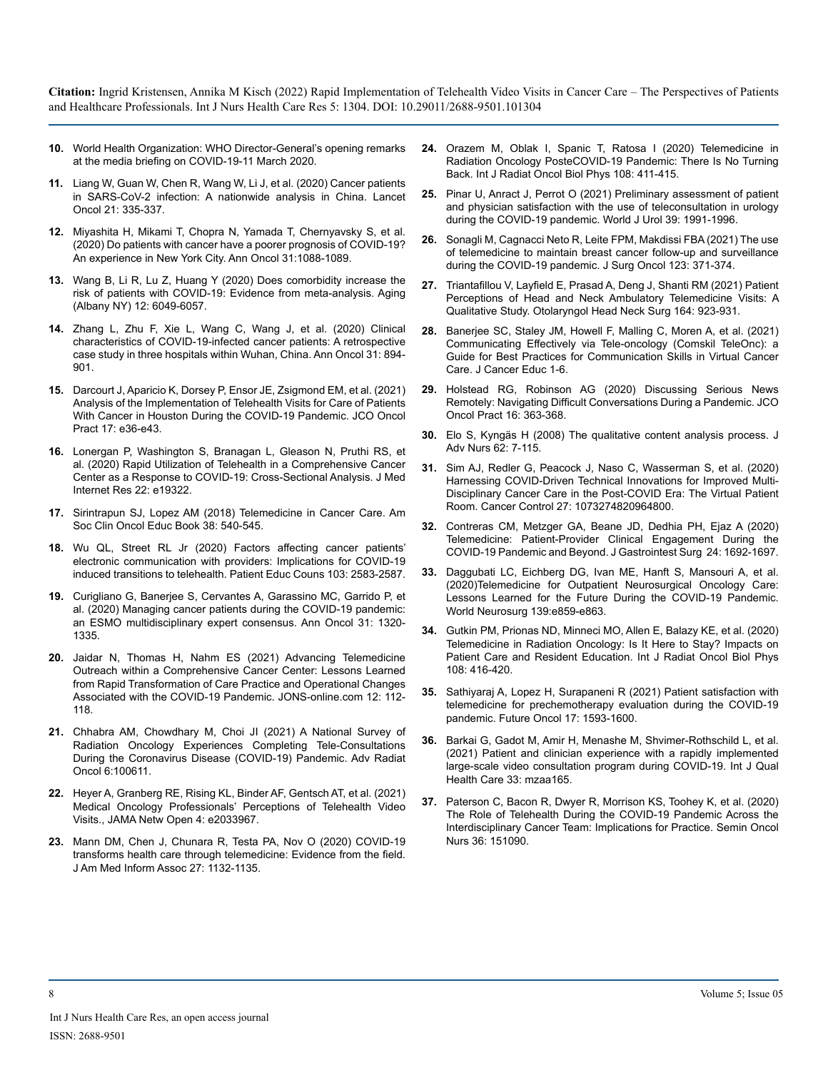10. World Health Organization: WHO Director-General's opening remarks at the media briefing on COVID-19-11 March 2020.

11. Liang W, Guan W, Chen R, Wang W, Li J, et al. (2020) Cancer patients in SARS-CoV-2 infection: A nationwide analysis in China. Lancet Oncol 21: 335-337.

12. Miyashita H, Mikami T, Chopra N, Yamada T, Chernyavsky S, et al. (2020) Do patients with cancer have a poorer prognosis of COVID-19? An experience in New York City. Ann Oncol 31:1088-1089.

13. Wang B, Li R, Lu Z, Huang Y (2020) Does comorbidity increase the risk of patients with COVID-19: Evidence from meta-analysis. Aging (Albany NY) 12: 6049-6057.

14. Zhang L, Zhu F, Xie L, Wang C, Wang J, et al. (2020) Clinical characteristics of COVID-19-infected cancer patients: A retrospective case study in three hospitals within Wuhan, China. Ann Oncol 31: 894-901.

15. Darcourt J, Aparicio K, Dorsey P, Ensor JE, Zsigmond EM, et al. (2021) Analysis of the Implementation of Telehealth Visits for Care of Patients With Cancer in Houston During the COVID-19 Pandemic. JCO Oncol Pract 17: e36-e43.

16. Lonergan P, Washington S, Branagan L, Gleason N, Pruthi RS, et al. (2020) Rapid Utilization of Telehealth in a Comprehensive Cancer Center as a Response to COVID-19: Cross-Sectional Analysis. J Med Internet Res 22: e19322.

17. Sirintrapun SJ, Lopez AM (2018) Telemedicine in Cancer Care. Am Soc Clin Oncol Educ Book 38: 540-545.

18. Wu QL, Street RL Jr (2020) Factors affecting cancer patients' electronic communication with providers: Implications for COVID-19 induced transitions to telehealth. Patient Educ Couns 103: 2583-2587.

19. Curigliano G, Banerjee S, Cervantes A, Garassino MC, Garrido P, et al. (2020) Managing cancer patients during the COVID-19 pandemic: an ESMO multidisciplinary expert consensus. Ann Oncol 31: 1320-1335.

20. Jaidar N, Thomas H, Nahm ES (2021) Advancing Telemedicine Outreach within a Comprehensive Cancer Center: Lessons Learned from Rapid Transformation of Care Practice and Operational Changes Associated with the COVID-19 Pandemic. JONS-online.com 12: 112-118.

21. Chhabra AM, Chowdhary M, Choi JI (2021) A National Survey of Radiation Oncology Experiences Completing Tele-Consultations During the Coronavirus Disease (COVID-19) Pandemic. Adv Radiat Oncol 6:100611.

22. Heyer A, Granberg RE, Rising KL, Binder AF, Gentsch AT, et al. (2021) Medical Oncology Professionals' Perceptions of Telehealth Video Visits., JAMA Netw Open 4: e2033967.

23. Mann DM, Chen J, Chunara R, Testa PA, Nov O (2020) COVID-19 transforms health care through telemedicine: Evidence from the field. J Am Med Inform Assoc 27: 1132-1135.

24. Orazem M, Oblak I, Spanic T, Ratosa I (2020) Telemedicine in Radiation Oncology PosteCOVID-19 Pandemic: There Is No Turning Back. Int J Radiat Oncol Biol Phys 108: 411-415.

25. Pinar U, Anract J, Perrot O (2021) Preliminary assessment of patient and physician satisfaction with the use of teleconsultation in urology during the COVID-19 pandemic. World J Urol 39: 1991-1996.

26. Sonagli M, Cagnacci Neto R, Leite FPM, Makdissi FBA (2021) The use of telemedicine to maintain breast cancer follow-up and surveillance during the COVID-19 pandemic. J Surg Oncol 123: 371-374.

27. Triantafillou V, Layfield E, Prasad A, Deng J, Shanti RM (2021) Patient Perceptions of Head and Neck Ambulatory Telemedicine Visits: A Qualitative Study. Otolaryngol Head Neck Surg 164: 923-931.

28. Banerjee SC, Staley JM, Howell F, Malling C, Moren A, et al. (2021) Communicating Effectively via Tele-oncology (Comskil TeleOnc): a Guide for Best Practices for Communication Skills in Virtual Cancer Care. J Cancer Educ 1-6.

29. Holstead RG, Robinson AG (2020) Discussing Serious News Remotely: Navigating Difficult Conversations During a Pandemic. JCO Oncol Pract 16: 363-368.

30. Elo S, Kyngäs H (2008) The qualitative content analysis process. J Adv Nurs 62: 7-115.

31. Sim AJ, Redler G, Peacock J, Naso C, Wasserman S, et al. (2020) Harnessing COVID-Driven Technical Innovations for Improved Multi-Disciplinary Cancer Care in the Post-COVID Era: The Virtual Patient Room. Cancer Control 27: 1073274820964800.

32. Contreras CM, Metzger GA, Beane JD, Dedhia PH, Ejaz A (2020) Telemedicine: Patient-Provider Clinical Engagement During the COVID-19 Pandemic and Beyond. J Gastrointest Surg 24: 1692-1697.

33. Daggubati LC, Eichberg DG, Ivan ME, Hanft S, Mansouri A, et al. (2020)Telemedicine for Outpatient Neurosurgical Oncology Care: Lessons Learned for the Future During the COVID-19 Pandemic. World Neurosurg 139:e859-e863.

34. Gutkin PM, Prionas ND, Minneci MO, Allen E, Balazy KE, et al. (2020) Telemedicine in Radiation Oncology: Is It Here to Stay? Impacts on Patient Care and Resident Education. Int J Radiat Oncol Biol Phys 108: 416-420.

35. Sathiyaraj A, Lopez H, Surapaneni R (2021) Patient satisfaction with telemedicine for prechemotherapy evaluation during the COVID-19 pandemic. Future Oncol 17: 1593-1600.

36. Barkai G, Gadot M, Amir H, Menashe M, Shvimer-Rothschild L, et al. (2021) Patient and clinician experience with a rapidly implemented large-scale video consultation program during COVID-19. Int J Qual Health Care 33: mzaa165.

37. Paterson C, Bacon R, Dwyer R, Morrison KS, Toohey K, et al. (2020) The Role of Telehealth During the COVID-19 Pandemic Across the Interdisciplinary Cancer Team: Implications for Practice. Semin Oncol Nurs 36: 151090.